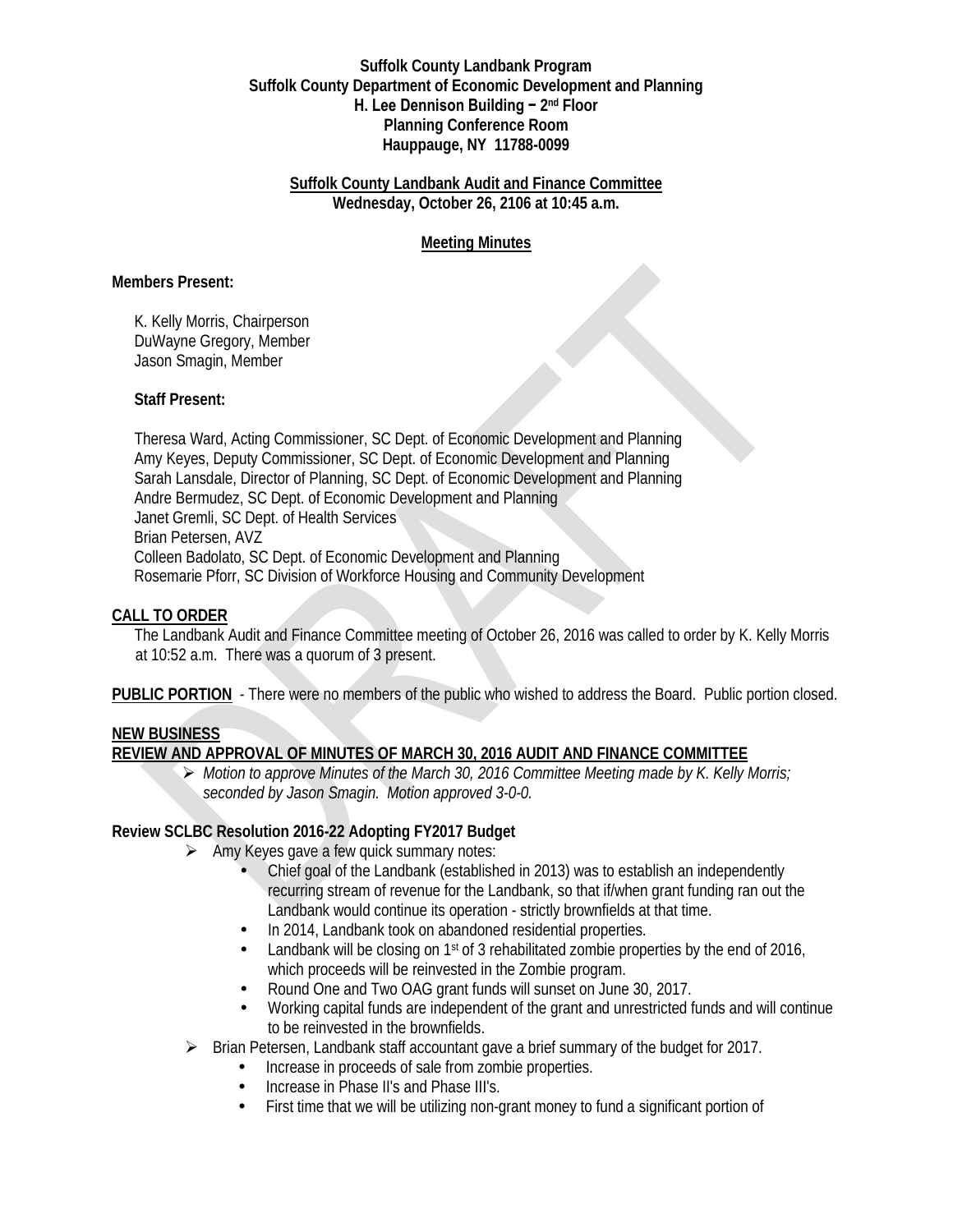**Suffolk County Landbank Program**
**Suffolk County Department of Economic Development and Planning**
**H. Lee Dennison Building – 2nd Floor**
**Planning Conference Room**
**Hauppauge, NY 11788-0099**

**Suffolk County Landbank Audit and Finance Committee**
**Wednesday, October 26, 2106 at 10:45 a.m.**

**Meeting Minutes**

**Members Present:**

K. Kelly Morris, Chairperson
DuWayne Gregory, Member
Jason Smagin, Member

**Staff Present:**

Theresa Ward, Acting Commissioner, SC Dept. of Economic Development and Planning
Amy Keyes, Deputy Commissioner, SC Dept. of Economic Development and Planning
Sarah Lansdale, Director of Planning, SC Dept. of Economic Development and Planning
Andre Bermudez, SC Dept. of Economic Development and Planning
Janet Gremli, SC Dept. of Health Services
Brian Petersen, AVZ
Colleen Badolato, SC Dept. of Economic Development and Planning
Rosemarie Pforr, SC Division of Workforce Housing and Community Development

**CALL TO ORDER**

The Landbank Audit and Finance Committee meeting of October 26, 2016 was called to order by K. Kelly Morris at 10:52 a.m. There was a quorum of 3 present.

**PUBLIC PORTION** - There were no members of the public who wished to address the Board. Public portion closed.

**NEW BUSINESS**

**REVIEW AND APPROVAL OF MINUTES OF MARCH 30, 2016 AUDIT AND FINANCE COMMITTEE**

- *Motion to approve Minutes of the March 30, 2016 Committee Meeting made by K. Kelly Morris; seconded by Jason Smagin. Motion approved 3-0-0.*

**Review SCLBC Resolution 2016-22 Adopting FY2017 Budget**

- Amy Keyes gave a few quick summary notes:
  - Chief goal of the Landbank (established in 2013) was to establish an independently recurring stream of revenue for the Landbank, so that if/when grant funding ran out the Landbank would continue its operation - strictly brownfields at that time.
  - In 2014, Landbank took on abandoned residential properties.
  - Landbank will be closing on 1st of 3 rehabilitated zombie properties by the end of 2016, which proceeds will be reinvested in the Zombie program.
  - Round One and Two OAG grant funds will sunset on June 30, 2017.
  - Working capital funds are independent of the grant and unrestricted funds and will continue to be reinvested in the brownfields.
- Brian Petersen, Landbank staff accountant gave a brief summary of the budget for 2017.
  - Increase in proceeds of sale from zombie properties.
  - Increase in Phase II's and Phase III's.
  - First time that we will be utilizing non-grant money to fund a significant portion of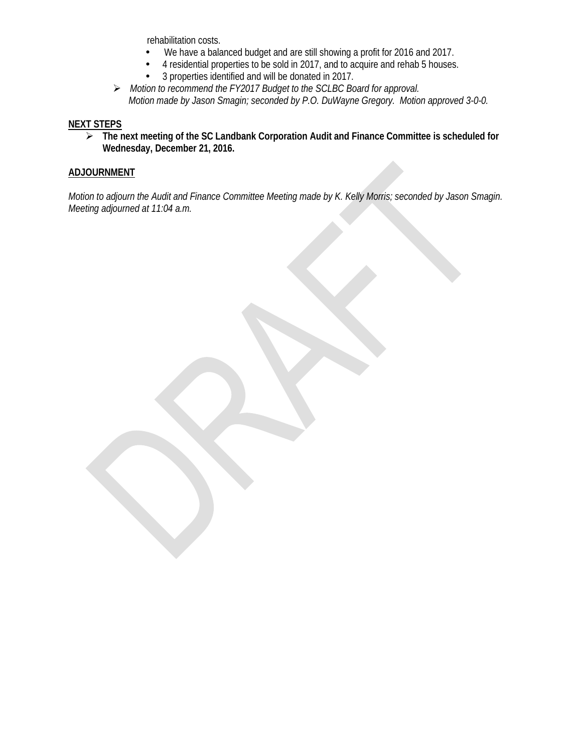rehabilitation costs.

- We have a balanced budget and are still showing a profit for 2016 and 2017.
- 4 residential properties to be sold in 2017, and to acquire and rehab 5 houses.
- 3 properties identified and will be donated in 2017.

➢ *Motion to recommend the FY2017 Budget to the SCLBC Board for approval.*
*Motion made by Jason Smagin; seconded by P.O. DuWayne Gregory. Motion approved 3-0-0.*

**NEXT STEPS**

➢ **The next meeting of the SC Landbank Corporation Audit and Finance Committee is scheduled for Wednesday, December 21, 2016.**

**ADJOURNMENT**

*Motion to adjourn the Audit and Finance Committee Meeting made by K. Kelly Morris; seconded by Jason Smagin. Meeting adjourned at 11:04 a.m.*